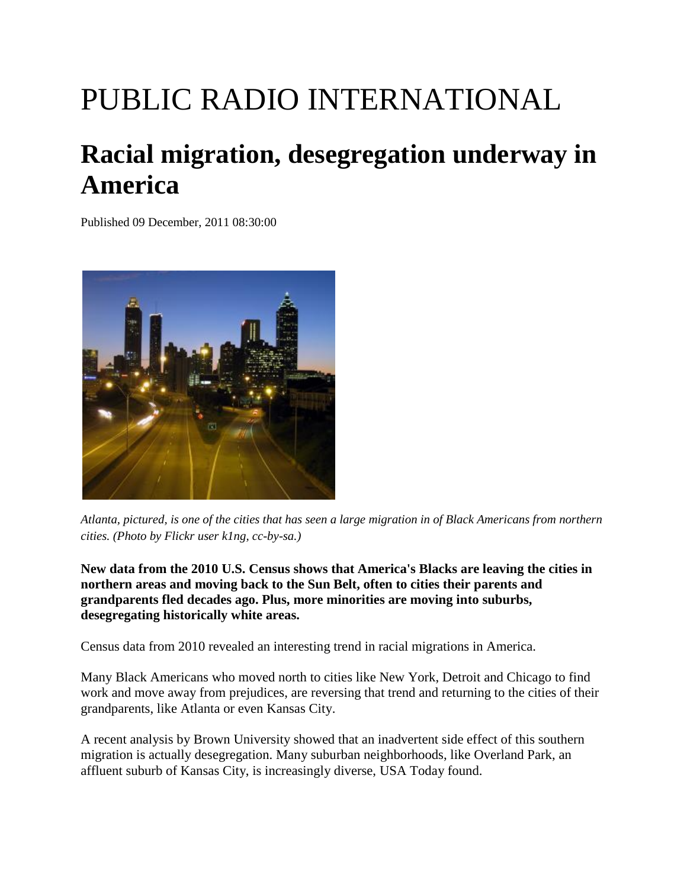# PUBLIC RADIO INTERNATIONAL

## Racial migration, desegregation underway in America

Published 09 December, 2011 08:30:00

*Atlanta, pictured, is one of the cities that has seen a large migration in of Black Americans from northern cities. (Photo by Flickr user k1ng, cc-by-sa.)*

**New data from the 2010 U.S. Census shows that America's Blacks are leaving the cities in northern areas and moving back to the Sun Belt, often to cities their parents and grandparents fled decades ago. Plus, more minorities are moving into suburbs, desegregating historically white areas.**

Census data from 2010 revealed an interesting trend in racial migrations in America.

Many Black Americans who moved north to cities like New York, Detroit and Chicago to find work and move away from prejudices, are reversing that trend and returning to the cities of their grandparents, like Atlanta or even Kansas City.

A recent analysis by Brown University showed that an inadvertent side effect of this southern migration is actually desegregation. Many suburban neighborhoods, like Overland Park, an affluent suburb of Kansas City, is increasingly diverse, USA Today found.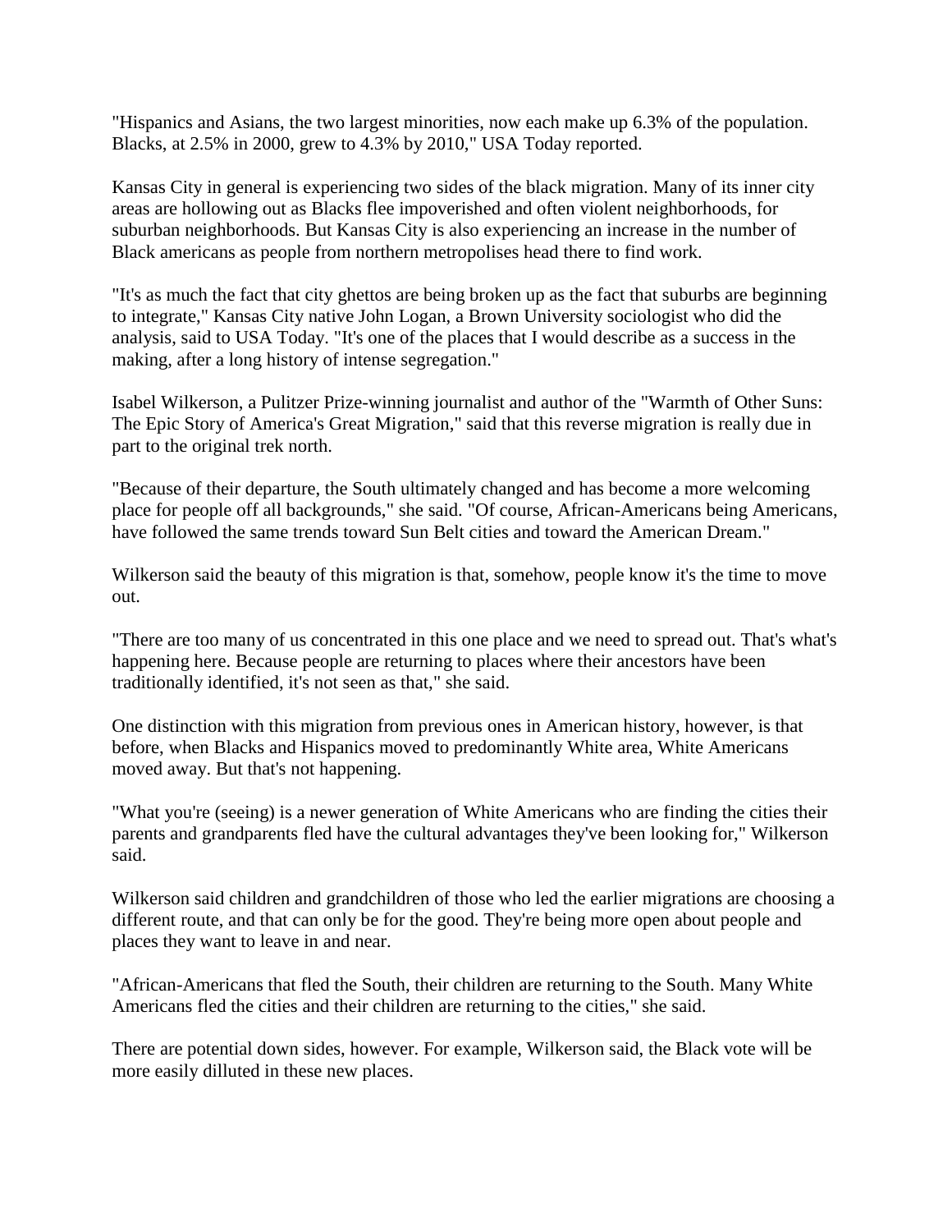"Hispanics and Asians, the two largest minorities, now each make up 6.3% of the population. Blacks, at 2.5% in 2000, grew to 4.3% by 2010," USA Today reported.

Kansas City in general is experiencing two sides of the black migration. Many of its inner city areas are hollowing out as Blacks flee impoverished and often violent neighborhoods, for suburban neighborhoods. But Kansas City is also experiencing an increase in the number of Black americans as people from northern metropolises head there to find work.

"It's as much the fact that city ghettos are being broken up as the fact that suburbs are beginning to integrate," Kansas City native John Logan, a Brown University sociologist who did the analysis, said to USA Today. "It's one of the places that I would describe as a success in the making, after a long history of intense segregation."

Isabel Wilkerson, a Pulitzer Prize-winning journalist and author of the "Warmth of Other Suns: The Epic Story of America's Great Migration," said that this reverse migration is really due in part to the original trek north.

"Because of their departure, the South ultimately changed and has become a more welcoming place for people off all backgrounds," she said. "Of course, African-Americans being Americans, have followed the same trends toward Sun Belt cities and toward the American Dream."

Wilkerson said the beauty of this migration is that, somehow, people know it's the time to move out.

"There are too many of us concentrated in this one place and we need to spread out. That's what's happening here. Because people are returning to places where their ancestors have been traditionally identified, it's not seen as that," she said.

One distinction with this migration from previous ones in American history, however, is that before, when Blacks and Hispanics moved to predominantly White area, White Americans moved away. But that's not happening.

"What you're (seeing) is a newer generation of White Americans who are finding the cities their parents and grandparents fled have the cultural advantages they've been looking for," Wilkerson said.

Wilkerson said children and grandchildren of those who led the earlier migrations are choosing a different route, and that can only be for the good. They're being more open about people and places they want to leave in and near.

"African-Americans that fled the South, their children are returning to the South. Many White Americans fled the cities and their children are returning to the cities," she said.

There are potential down sides, however. For example, Wilkerson said, the Black vote will be more easily diluted in these new places.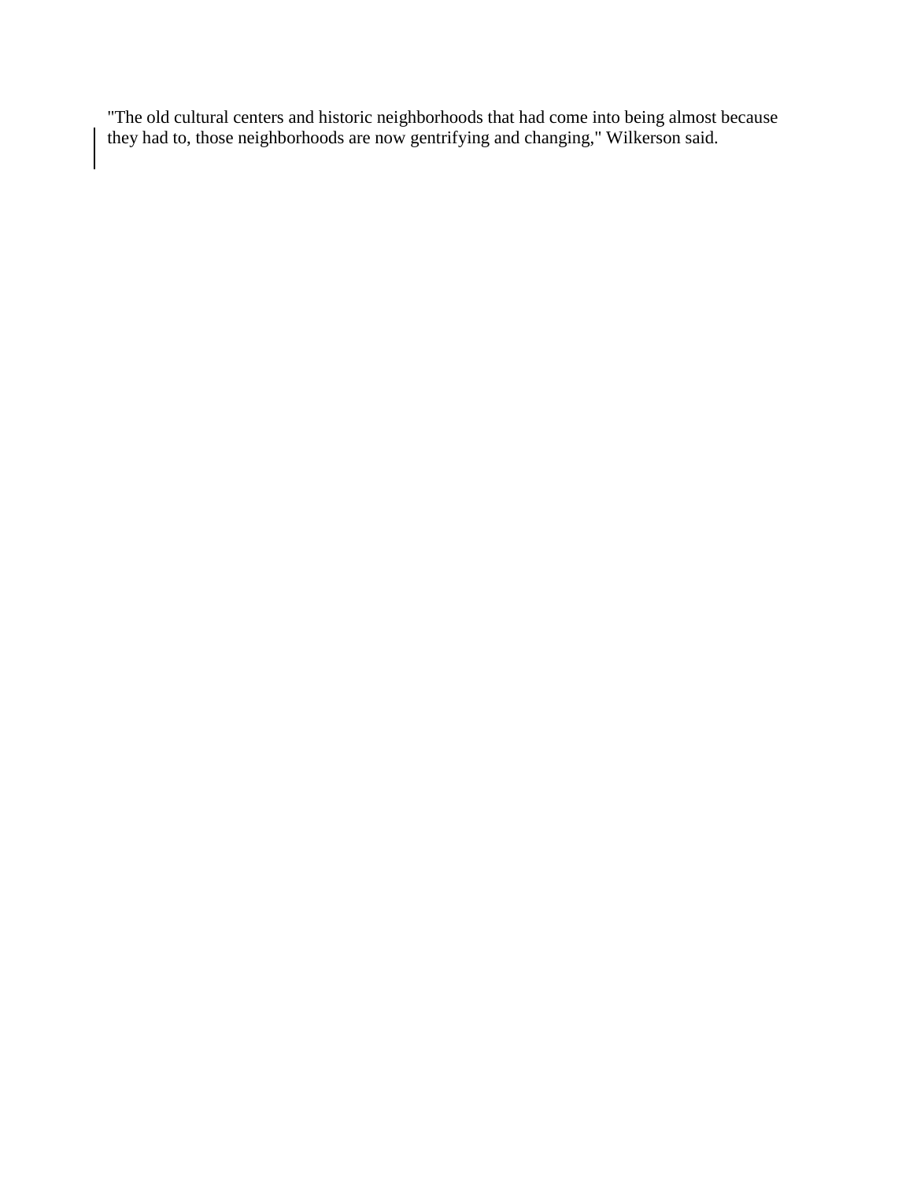"The old cultural centers and historic neighborhoods that had come into being almost because they had to, those neighborhoods are now gentrifying and changing," Wilkerson said.